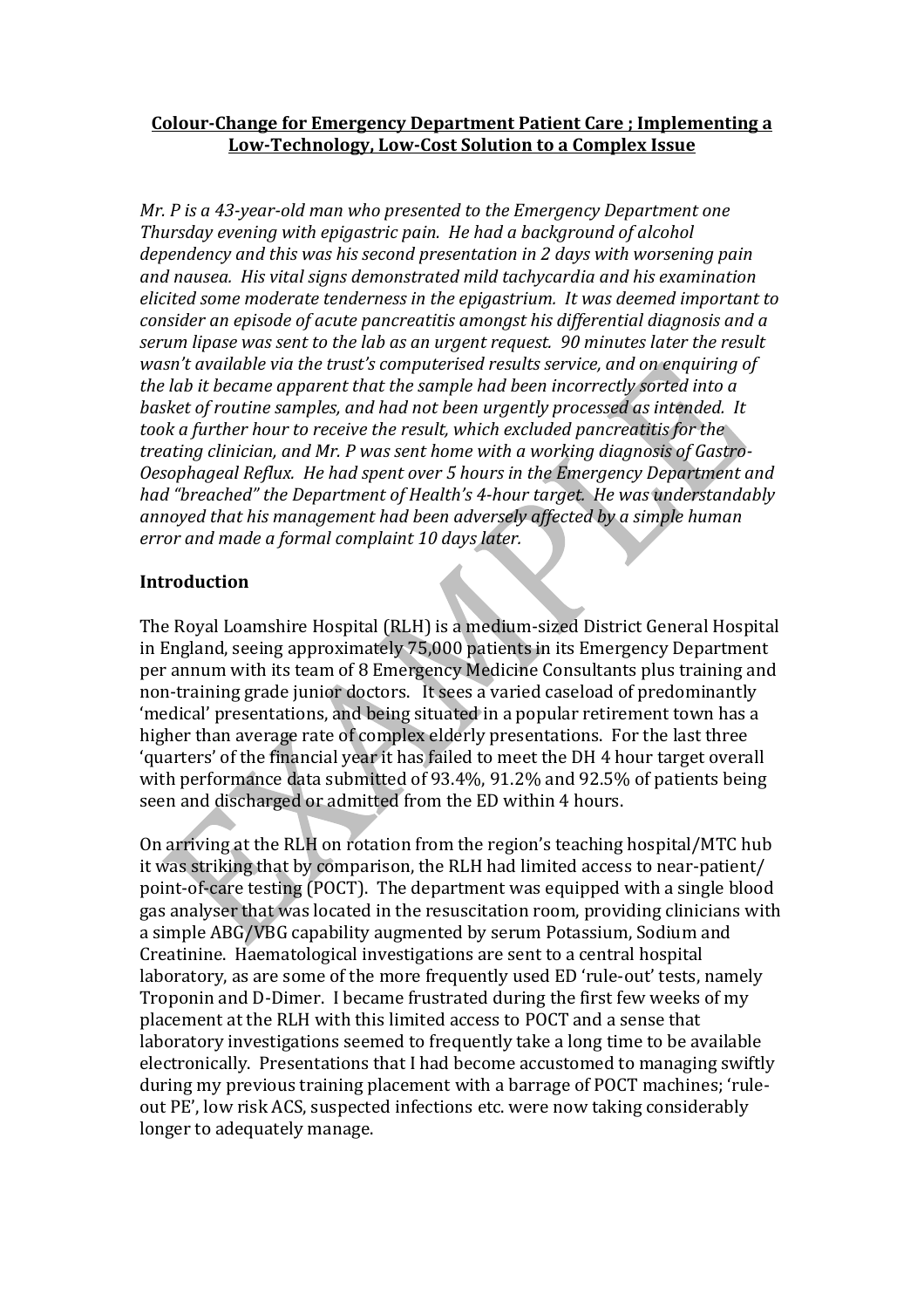**Colour-Change for Emergency Department Patient Care ; Implementing a Low-Technology, Low-Cost Solution to a Complex Issue**

*Mr. P is a 43-year-old man who presented to the Emergency Department one Thursday evening with epigastric pain. He had a background of alcohol dependency and this was his second presentation in 2 days with worsening pain and nausea. His vital signs demonstrated mild tachycardia and his examination elicited some moderate tenderness in the epigastrium. It was deemed important to consider an episode of acute pancreatitis amongst his differential diagnosis and a serum lipase was sent to the lab as an urgent request. 90 minutes later the result wasn't available via the trust's computerised results service, and on enquiring of the lab it became apparent that the sample had been incorrectly sorted into a basket of routine samples, and had not been urgently processed as intended. It took a further hour to receive the result, which excluded pancreatitis for the treating clinician, and Mr. P was sent home with a working diagnosis of Gastro-Oesophageal Reflux. He had spent over 5 hours in the Emergency Department and had "breached" the Department of Health's 4-hour target. He was understandably annoyed that his management had been adversely affected by a simple human error and made a formal complaint 10 days later.*

**Introduction**

The Royal Loamshire Hospital (RLH) is a medium-sized District General Hospital in England, seeing approximately 75,000 patients in its Emergency Department per annum with its team of 8 Emergency Medicine Consultants plus training and non-training grade junior doctors. It sees a varied caseload of predominantly 'medical' presentations, and being situated in a popular retirement town has a higher than average rate of complex elderly presentations. For the last three 'quarters' of the financial year it has failed to meet the DH 4 hour target overall with performance data submitted of 93.4%, 91.2% and 92.5% of patients being seen and discharged or admitted from the ED within 4 hours.

On arriving at the RLH on rotation from the region's teaching hospital/MTC hub it was striking that by comparison, the RLH had limited access to near-patient/point-of-care testing (POCT). The department was equipped with a single blood gas analyser that was located in the resuscitation room, providing clinicians with a simple ABG/VBG capability augmented by serum Potassium, Sodium and Creatinine. Haematological investigations are sent to a central hospital laboratory, as are some of the more frequently used ED 'rule-out' tests, namely Troponin and D-Dimer. I became frustrated during the first few weeks of my placement at the RLH with this limited access to POCT and a sense that laboratory investigations seemed to frequently take a long time to be available electronically. Presentations that I had become accustomed to managing swiftly during my previous training placement with a barrage of POCT machines; 'rule-out PE', low risk ACS, suspected infections etc. were now taking considerably longer to adequately manage.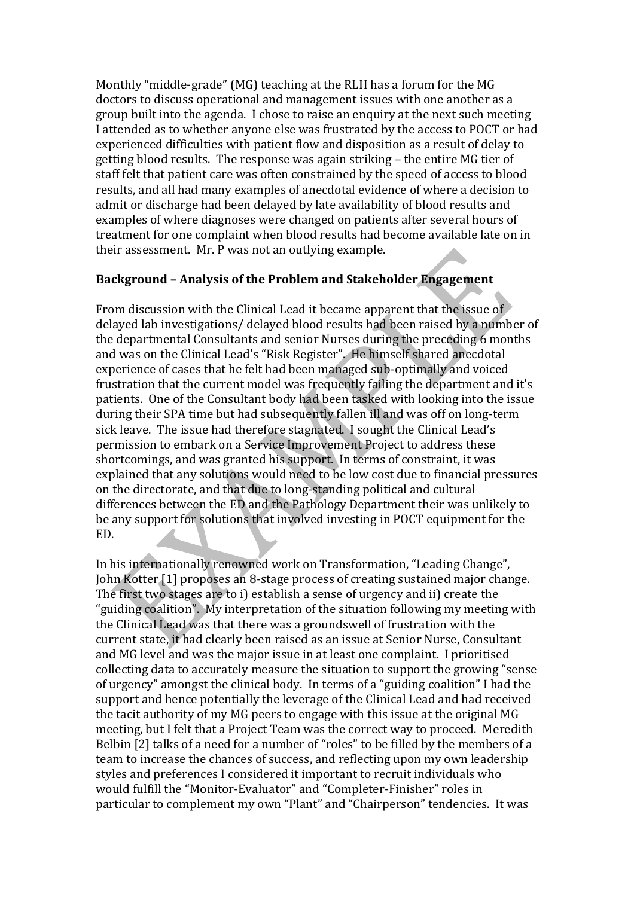Monthly "middle-grade" (MG) teaching at the RLH has a forum for the MG doctors to discuss operational and management issues with one another as a group built into the agenda. I chose to raise an enquiry at the next such meeting I attended as to whether anyone else was frustrated by the access to POCT or had experienced difficulties with patient flow and disposition as a result of delay to getting blood results. The response was again striking – the entire MG tier of staff felt that patient care was often constrained by the speed of access to blood results, and all had many examples of anecdotal evidence of where a decision to admit or discharge had been delayed by late availability of blood results and examples of where diagnoses were changed on patients after several hours of treatment for one complaint when blood results had become available late on in their assessment. Mr. P was not an outlying example.

**Background – Analysis of the Problem and Stakeholder Engagement**

From discussion with the Clinical Lead it became apparent that the issue of delayed lab investigations/ delayed blood results had been raised by a number of the departmental Consultants and senior Nurses during the preceding 6 months and was on the Clinical Lead's "Risk Register". He himself shared anecdotal experience of cases that he felt had been managed sub-optimally and voiced frustration that the current model was frequently failing the department and it's patients. One of the Consultant body had been tasked with looking into the issue during their SPA time but had subsequently fallen ill and was off on long-term sick leave. The issue had therefore stagnated. I sought the Clinical Lead's permission to embark on a Service Improvement Project to address these shortcomings, and was granted his support. In terms of constraint, it was explained that any solutions would need to be low cost due to financial pressures on the directorate, and that due to long-standing political and cultural differences between the ED and the Pathology Department their was unlikely to be any support for solutions that involved investing in POCT equipment for the ED.

In his internationally renowned work on Transformation, "Leading Change", John Kotter [1] proposes an 8-stage process of creating sustained major change. The first two stages are to i) establish a sense of urgency and ii) create the "guiding coalition". My interpretation of the situation following my meeting with the Clinical Lead was that there was a groundswell of frustration with the current state, it had clearly been raised as an issue at Senior Nurse, Consultant and MG level and was the major issue in at least one complaint. I prioritised collecting data to accurately measure the situation to support the growing "sense of urgency" amongst the clinical body. In terms of a "guiding coalition" I had the support and hence potentially the leverage of the Clinical Lead and had received the tacit authority of my MG peers to engage with this issue at the original MG meeting, but I felt that a Project Team was the correct way to proceed. Meredith Belbin [2] talks of a need for a number of "roles" to be filled by the members of a team to increase the chances of success, and reflecting upon my own leadership styles and preferences I considered it important to recruit individuals who would fulfill the "Monitor-Evaluator" and "Completer-Finisher" roles in particular to complement my own "Plant" and "Chairperson" tendencies. It was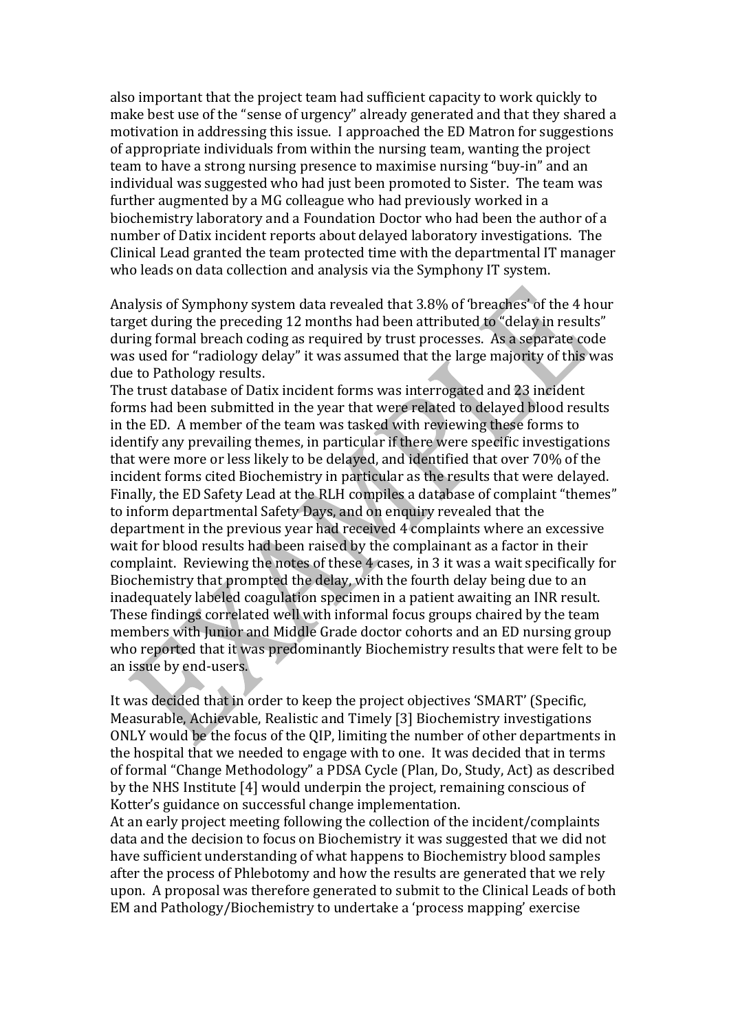also important that the project team had sufficient capacity to work quickly to make best use of the "sense of urgency" already generated and that they shared a motivation in addressing this issue. I approached the ED Matron for suggestions of appropriate individuals from within the nursing team, wanting the project team to have a strong nursing presence to maximise nursing "buy-in" and an individual was suggested who had just been promoted to Sister. The team was further augmented by a MG colleague who had previously worked in a biochemistry laboratory and a Foundation Doctor who had been the author of a number of Datix incident reports about delayed laboratory investigations. The Clinical Lead granted the team protected time with the departmental IT manager who leads on data collection and analysis via the Symphony IT system.

Analysis of Symphony system data revealed that 3.8% of 'breaches' of the 4 hour target during the preceding 12 months had been attributed to "delay in results" during formal breach coding as required by trust processes. As a separate code was used for "radiology delay" it was assumed that the large majority of this was due to Pathology results.
The trust database of Datix incident forms was interrogated and 23 incident forms had been submitted in the year that were related to delayed blood results in the ED. A member of the team was tasked with reviewing these forms to identify any prevailing themes, in particular if there were specific investigations that were more or less likely to be delayed, and identified that over 70% of the incident forms cited Biochemistry in particular as the results that were delayed. Finally, the ED Safety Lead at the RLH compiles a database of complaint "themes" to inform departmental Safety Days, and on enquiry revealed that the department in the previous year had received 4 complaints where an excessive wait for blood results had been raised by the complainant as a factor in their complaint. Reviewing the notes of these 4 cases, in 3 it was a wait specifically for Biochemistry that prompted the delay, with the fourth delay being due to an inadequately labeled coagulation specimen in a patient awaiting an INR result. These findings correlated well with informal focus groups chaired by the team members with Junior and Middle Grade doctor cohorts and an ED nursing group who reported that it was predominantly Biochemistry results that were felt to be an issue by end-users.

It was decided that in order to keep the project objectives 'SMART' (Specific, Measurable, Achievable, Realistic and Timely [3] Biochemistry investigations ONLY would be the focus of the QIP, limiting the number of other departments in the hospital that we needed to engage with to one. It was decided that in terms of formal "Change Methodology" a PDSA Cycle (Plan, Do, Study, Act) as described by the NHS Institute [4] would underpin the project, remaining conscious of Kotter's guidance on successful change implementation.
At an early project meeting following the collection of the incident/complaints data and the decision to focus on Biochemistry it was suggested that we did not have sufficient understanding of what happens to Biochemistry blood samples after the process of Phlebotomy and how the results are generated that we rely upon. A proposal was therefore generated to submit to the Clinical Leads of both EM and Pathology/Biochemistry to undertake a 'process mapping' exercise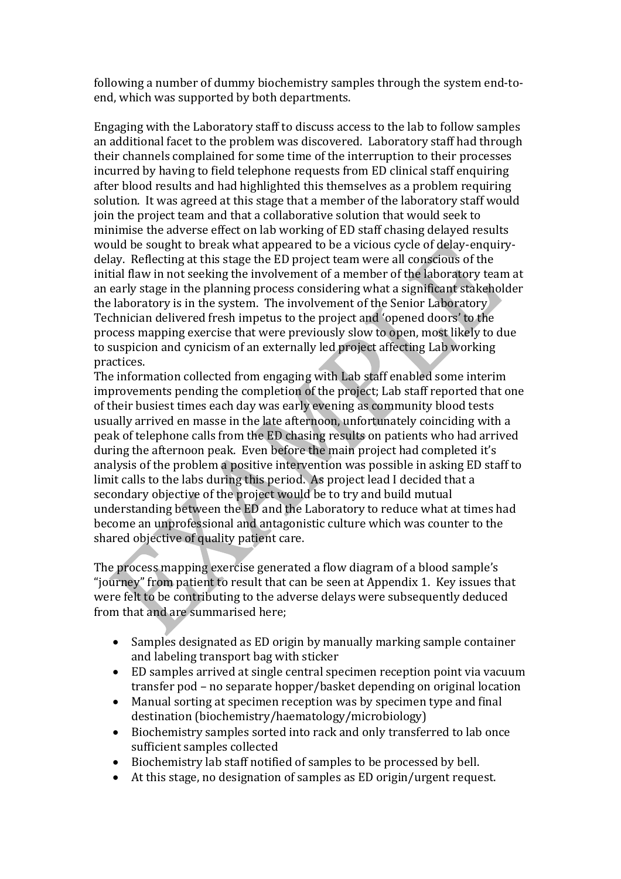following a number of dummy biochemistry samples through the system end-to-end, which was supported by both departments.

Engaging with the Laboratory staff to discuss access to the lab to follow samples an additional facet to the problem was discovered. Laboratory staff had through their channels complained for some time of the interruption to their processes incurred by having to field telephone requests from ED clinical staff enquiring after blood results and had highlighted this themselves as a problem requiring solution. It was agreed at this stage that a member of the laboratory staff would join the project team and that a collaborative solution that would seek to minimise the adverse effect on lab working of ED staff chasing delayed results would be sought to break what appeared to be a vicious cycle of delay-enquiry-delay. Reflecting at this stage the ED project team were all conscious of the initial flaw in not seeking the involvement of a member of the laboratory team at an early stage in the planning process considering what a significant stakeholder the laboratory is in the system. The involvement of the Senior Laboratory Technician delivered fresh impetus to the project and 'opened doors' to the process mapping exercise that were previously slow to open, most likely to due to suspicion and cynicism of an externally led project affecting Lab working practices.
The information collected from engaging with Lab staff enabled some interim improvements pending the completion of the project; Lab staff reported that one of their busiest times each day was early evening as community blood tests usually arrived en masse in the late afternoon, unfortunately coinciding with a peak of telephone calls from the ED chasing results on patients who had arrived during the afternoon peak. Even before the main project had completed it's analysis of the problem a positive intervention was possible in asking ED staff to limit calls to the labs during this period. As project lead I decided that a secondary objective of the project would be to try and build mutual understanding between the ED and the Laboratory to reduce what at times had become an unprofessional and antagonistic culture which was counter to the shared objective of quality patient care.

The process mapping exercise generated a flow diagram of a blood sample's "journey" from patient to result that can be seen at Appendix 1. Key issues that were felt to be contributing to the adverse delays were subsequently deduced from that and are summarised here;

- Samples designated as ED origin by manually marking sample container and labeling transport bag with sticker
- ED samples arrived at single central specimen reception point via vacuum transfer pod – no separate hopper/basket depending on original location
- Manual sorting at specimen reception was by specimen type and final destination (biochemistry/haematology/microbiology)
- Biochemistry samples sorted into rack and only transferred to lab once sufficient samples collected
- Biochemistry lab staff notified of samples to be processed by bell.
- At this stage, no designation of samples as ED origin/urgent request.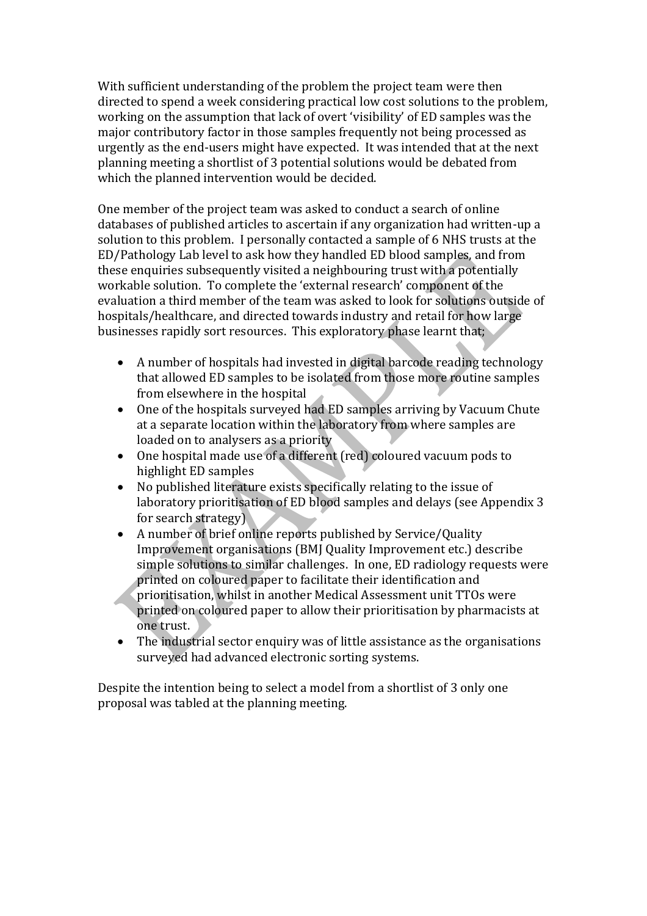With sufficient understanding of the problem the project team were then directed to spend a week considering practical low cost solutions to the problem, working on the assumption that lack of overt 'visibility' of ED samples was the major contributory factor in those samples frequently not being processed as urgently as the end-users might have expected. It was intended that at the next planning meeting a shortlist of 3 potential solutions would be debated from which the planned intervention would be decided.

One member of the project team was asked to conduct a search of online databases of published articles to ascertain if any organization had written-up a solution to this problem. I personally contacted a sample of 6 NHS trusts at the ED/Pathology Lab level to ask how they handled ED blood samples, and from these enquiries subsequently visited a neighbouring trust with a potentially workable solution. To complete the 'external research' component of the evaluation a third member of the team was asked to look for solutions outside of hospitals/healthcare, and directed towards industry and retail for how large businesses rapidly sort resources. This exploratory phase learnt that;

- A number of hospitals had invested in digital barcode reading technology that allowed ED samples to be isolated from those more routine samples from elsewhere in the hospital
- One of the hospitals surveyed had ED samples arriving by Vacuum Chute at a separate location within the laboratory from where samples are loaded on to analysers as a priority
- One hospital made use of a different (red) coloured vacuum pods to highlight ED samples
- No published literature exists specifically relating to the issue of laboratory prioritisation of ED blood samples and delays (see Appendix 3 for search strategy)
- A number of brief online reports published by Service/Quality Improvement organisations (BMJ Quality Improvement etc.) describe simple solutions to similar challenges. In one, ED radiology requests were printed on coloured paper to facilitate their identification and prioritisation, whilst in another Medical Assessment unit TTOs were printed on coloured paper to allow their prioritisation by pharmacists at one trust.
- The industrial sector enquiry was of little assistance as the organisations surveyed had advanced electronic sorting systems.

Despite the intention being to select a model from a shortlist of 3 only one proposal was tabled at the planning meeting.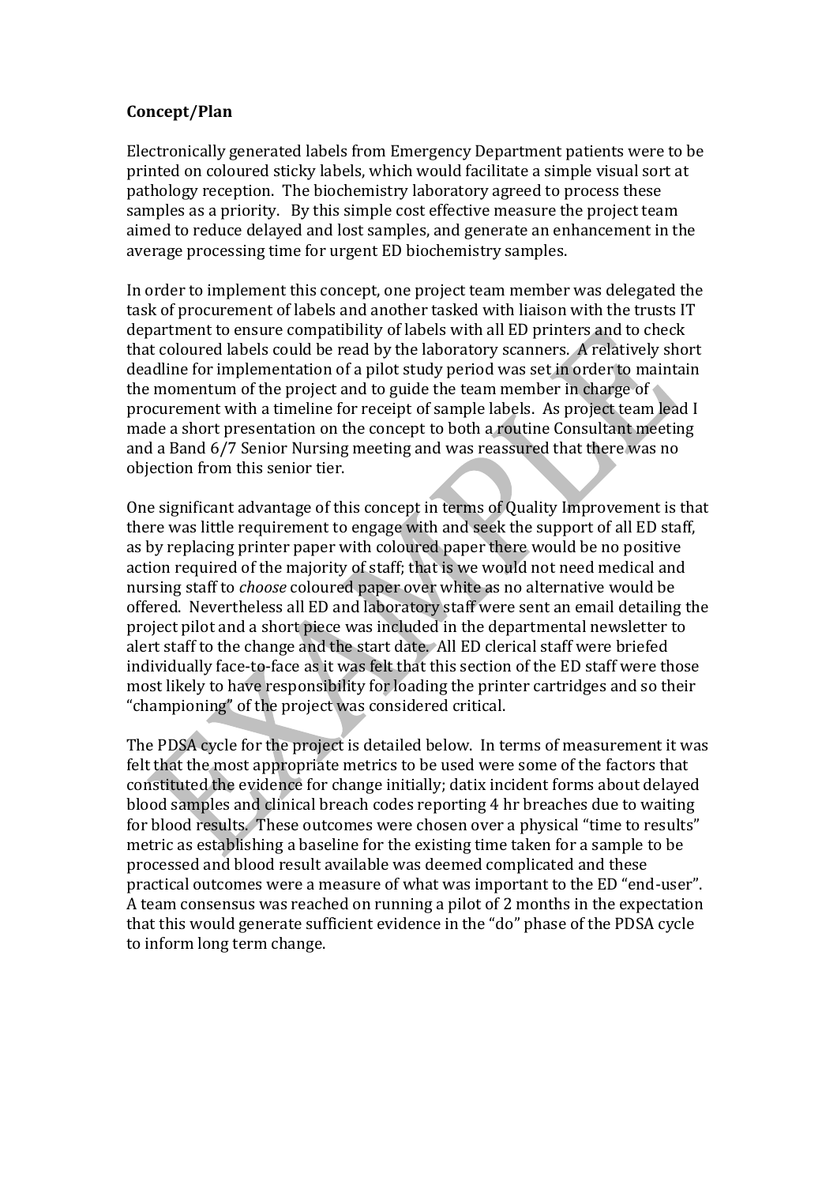**Concept/Plan**

Electronically generated labels from Emergency Department patients were to be printed on coloured sticky labels, which would facilitate a simple visual sort at pathology reception. The biochemistry laboratory agreed to process these samples as a priority. By this simple cost effective measure the project team aimed to reduce delayed and lost samples, and generate an enhancement in the average processing time for urgent ED biochemistry samples.

In order to implement this concept, one project team member was delegated the task of procurement of labels and another tasked with liaison with the trusts IT department to ensure compatibility of labels with all ED printers and to check that coloured labels could be read by the laboratory scanners. A relatively short deadline for implementation of a pilot study period was set in order to maintain the momentum of the project and to guide the team member in charge of procurement with a timeline for receipt of sample labels. As project team lead I made a short presentation on the concept to both a routine Consultant meeting and a Band 6/7 Senior Nursing meeting and was reassured that there was no objection from this senior tier.

One significant advantage of this concept in terms of Quality Improvement is that there was little requirement to engage with and seek the support of all ED staff, as by replacing printer paper with coloured paper there would be no positive action required of the majority of staff; that is we would not need medical and nursing staff to *choose* coloured paper over white as no alternative would be offered. Nevertheless all ED and laboratory staff were sent an email detailing the project pilot and a short piece was included in the departmental newsletter to alert staff to the change and the start date. All ED clerical staff were briefed individually face-to-face as it was felt that this section of the ED staff were those most likely to have responsibility for loading the printer cartridges and so their "championing" of the project was considered critical.

The PDSA cycle for the project is detailed below. In terms of measurement it was felt that the most appropriate metrics to be used were some of the factors that constituted the evidence for change initially; datix incident forms about delayed blood samples and clinical breach codes reporting 4 hr breaches due to waiting for blood results. These outcomes were chosen over a physical "time to results" metric as establishing a baseline for the existing time taken for a sample to be processed and blood result available was deemed complicated and these practical outcomes were a measure of what was important to the ED "end-user". A team consensus was reached on running a pilot of 2 months in the expectation that this would generate sufficient evidence in the "do" phase of the PDSA cycle to inform long term change.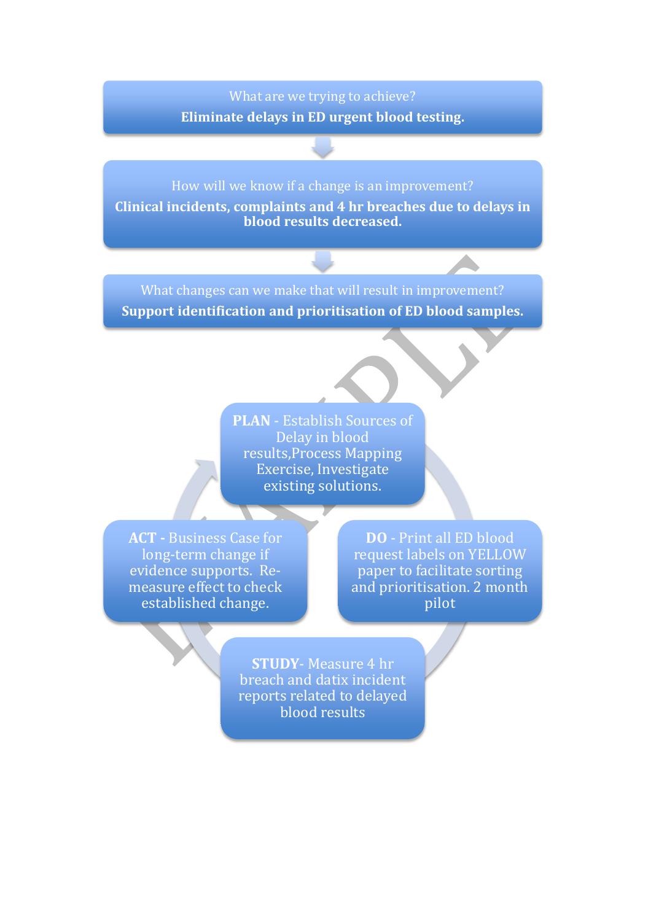What are we trying to achieve?

**Eliminate delays in ED urgent blood testing.**

How will we know if a change is an improvement?

**Clinical incidents, complaints and 4 hr breaches due to delays in blood results decreased.**

What changes can we make that will result in improvement?

**Support identification and prioritisation of ED blood samples.**

**PLAN** - Establish Sources of Delay in blood results,Process Mapping Exercise, Investigate existing solutions.

**DO** - Print all ED blood request labels on YELLOW paper to facilitate sorting and prioritisation. 2 month pilot

**STUDY**- Measure 4 hr breach and datix incident reports related to delayed blood results

**ACT** - Business Case for long-term change if evidence supports. Re-measure effect to check established change.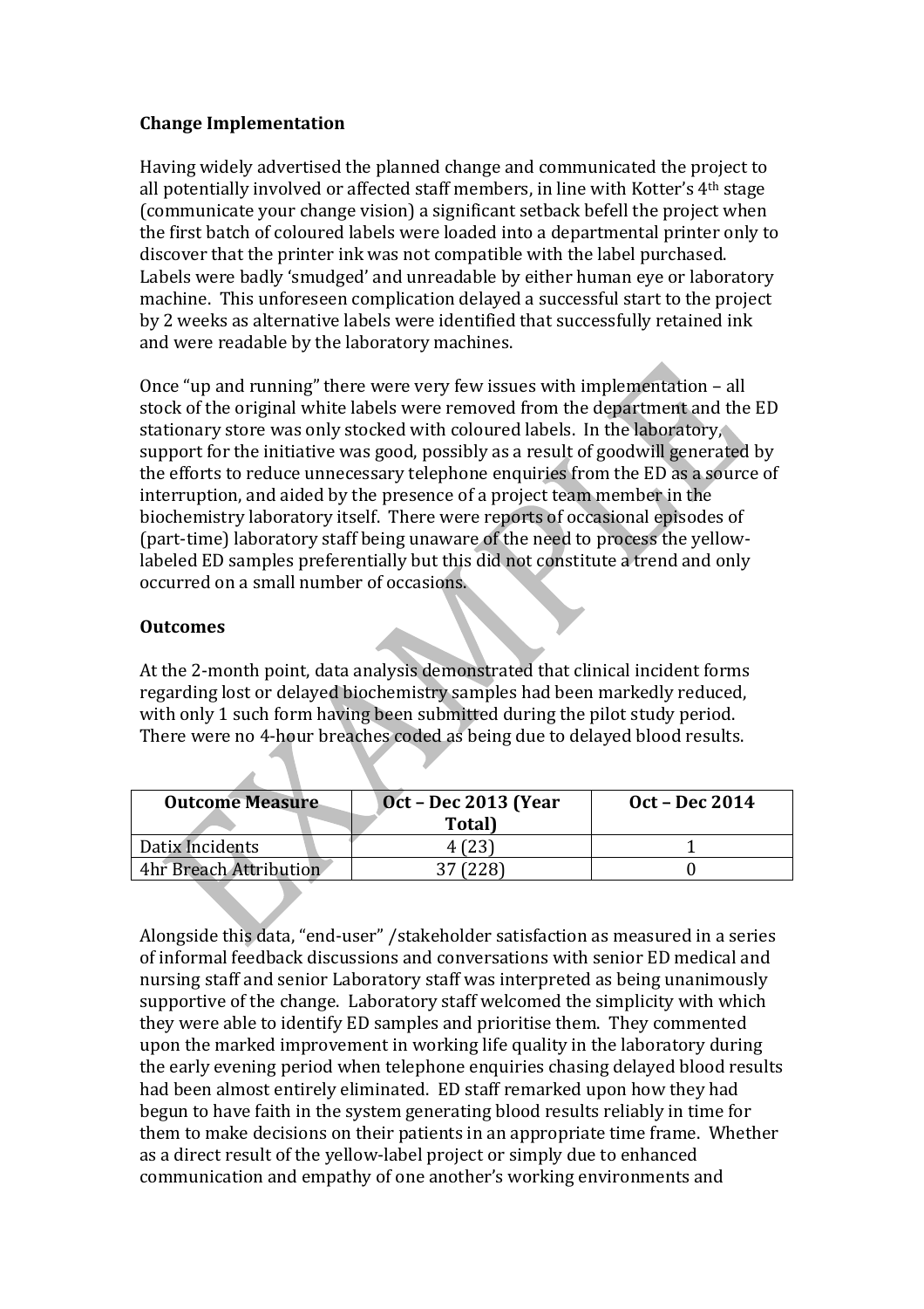**Change Implementation**

Having widely advertised the planned change and communicated the project to all potentially involved or affected staff members, in line with Kotter's 4th stage (communicate your change vision) a significant setback befell the project when the first batch of coloured labels were loaded into a departmental printer only to discover that the printer ink was not compatible with the label purchased. Labels were badly 'smudged' and unreadable by either human eye or laboratory machine. This unforeseen complication delayed a successful start to the project by 2 weeks as alternative labels were identified that successfully retained ink and were readable by the laboratory machines.

Once "up and running" there were very few issues with implementation – all stock of the original white labels were removed from the department and the ED stationary store was only stocked with coloured labels. In the laboratory, support for the initiative was good, possibly as a result of goodwill generated by the efforts to reduce unnecessary telephone enquiries from the ED as a source of interruption, and aided by the presence of a project team member in the biochemistry laboratory itself. There were reports of occasional episodes of (part-time) laboratory staff being unaware of the need to process the yellow-labeled ED samples preferentially but this did not constitute a trend and only occurred on a small number of occasions.

**Outcomes**

At the 2-month point, data analysis demonstrated that clinical incident forms regarding lost or delayed biochemistry samples had been markedly reduced, with only 1 such form having been submitted during the pilot study period. There were no 4-hour breaches coded as being due to delayed blood results.

| Outcome Measure | Oct – Dec 2013 (Year Total) | Oct – Dec 2014 |
|---|---|---|
| Datix Incidents | 4 (23) | 1 |
| 4hr Breach Attribution | 37 (228) | 0 |

Alongside this data, "end-user" /stakeholder satisfaction as measured in a series of informal feedback discussions and conversations with senior ED medical and nursing staff and senior Laboratory staff was interpreted as being unanimously supportive of the change. Laboratory staff welcomed the simplicity with which they were able to identify ED samples and prioritise them. They commented upon the marked improvement in working life quality in the laboratory during the early evening period when telephone enquiries chasing delayed blood results had been almost entirely eliminated. ED staff remarked upon how they had begun to have faith in the system generating blood results reliably in time for them to make decisions on their patients in an appropriate time frame. Whether as a direct result of the yellow-label project or simply due to enhanced communication and empathy of one another's working environments and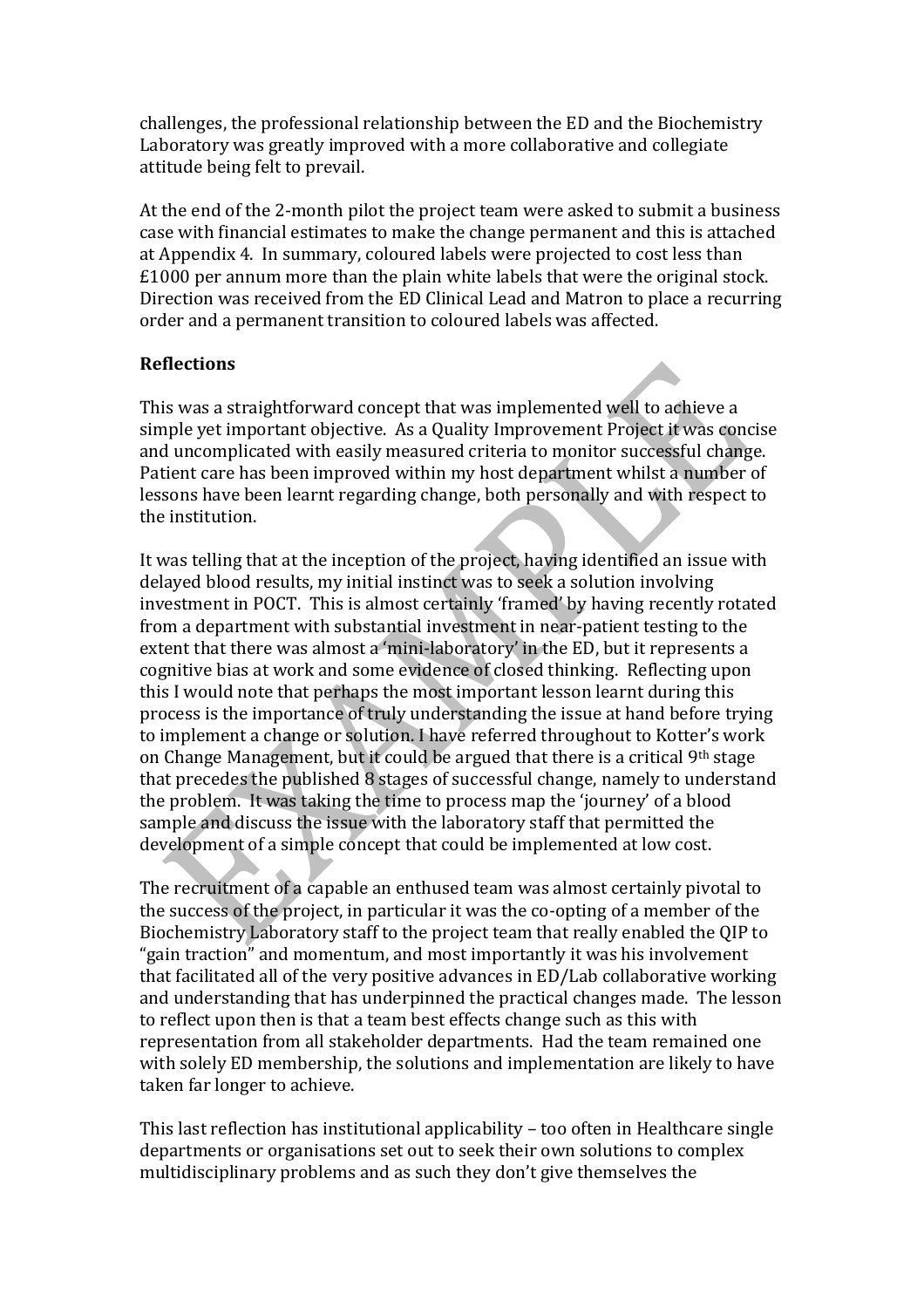challenges, the professional relationship between the ED and the Biochemistry Laboratory was greatly improved with a more collaborative and collegiate attitude being felt to prevail.

At the end of the 2-month pilot the project team were asked to submit a business case with financial estimates to make the change permanent and this is attached at Appendix 4. In summary, coloured labels were projected to cost less than £1000 per annum more than the plain white labels that were the original stock. Direction was received from the ED Clinical Lead and Matron to place a recurring order and a permanent transition to coloured labels was affected.

**Reflections**

This was a straightforward concept that was implemented well to achieve a simple yet important objective. As a Quality Improvement Project it was concise and uncomplicated with easily measured criteria to monitor successful change. Patient care has been improved within my host department whilst a number of lessons have been learnt regarding change, both personally and with respect to the institution.

It was telling that at the inception of the project, having identified an issue with delayed blood results, my initial instinct was to seek a solution involving investment in POCT. This is almost certainly 'framed' by having recently rotated from a department with substantial investment in near-patient testing to the extent that there was almost a 'mini-laboratory' in the ED, but it represents a cognitive bias at work and some evidence of closed thinking. Reflecting upon this I would note that perhaps the most important lesson learnt during this process is the importance of truly understanding the issue at hand before trying to implement a change or solution. I have referred throughout to Kotter's work on Change Management, but it could be argued that there is a critical 9th stage that precedes the published 8 stages of successful change, namely to understand the problem. It was taking the time to process map the 'journey' of a blood sample and discuss the issue with the laboratory staff that permitted the development of a simple concept that could be implemented at low cost.

The recruitment of a capable an enthused team was almost certainly pivotal to the success of the project, in particular it was the co-opting of a member of the Biochemistry Laboratory staff to the project team that really enabled the QIP to "gain traction" and momentum, and most importantly it was his involvement that facilitated all of the very positive advances in ED/Lab collaborative working and understanding that has underpinned the practical changes made. The lesson to reflect upon then is that a team best effects change such as this with representation from all stakeholder departments. Had the team remained one with solely ED membership, the solutions and implementation are likely to have taken far longer to achieve.

This last reflection has institutional applicability – too often in Healthcare single departments or organisations set out to seek their own solutions to complex multidisciplinary problems and as such they don't give themselves the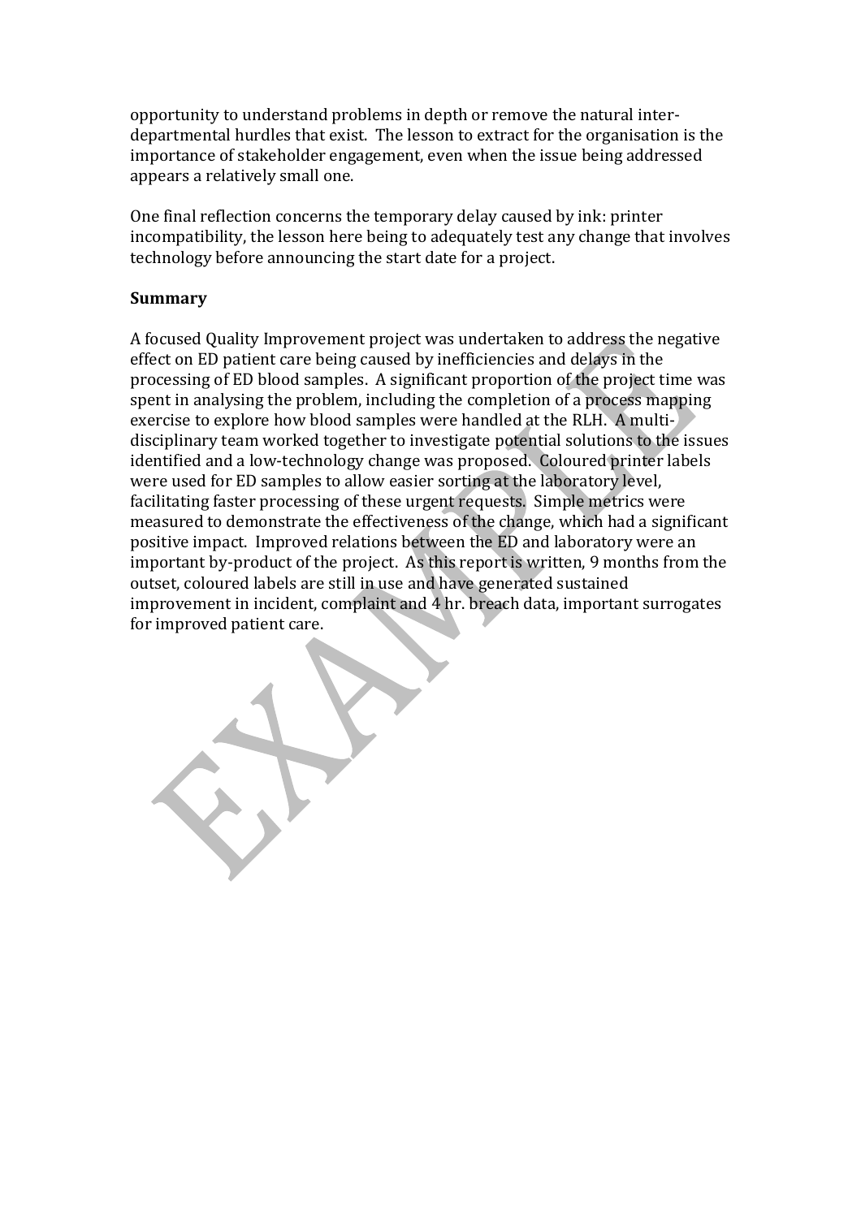opportunity to understand problems in depth or remove the natural inter-departmental hurdles that exist. The lesson to extract for the organisation is the importance of stakeholder engagement, even when the issue being addressed appears a relatively small one.

One final reflection concerns the temporary delay caused by ink: printer incompatibility, the lesson here being to adequately test any change that involves technology before announcing the start date for a project.

**Summary**

A focused Quality Improvement project was undertaken to address the negative effect on ED patient care being caused by inefficiencies and delays in the processing of ED blood samples. A significant proportion of the project time was spent in analysing the problem, including the completion of a process mapping exercise to explore how blood samples were handled at the RLH. A multi-disciplinary team worked together to investigate potential solutions to the issues identified and a low-technology change was proposed. Coloured printer labels were used for ED samples to allow easier sorting at the laboratory level, facilitating faster processing of these urgent requests. Simple metrics were measured to demonstrate the effectiveness of the change, which had a significant positive impact. Improved relations between the ED and laboratory were an important by-product of the project. As this report is written, 9 months from the outset, coloured labels are still in use and have generated sustained improvement in incident, complaint and 4 hr. breach data, important surrogates for improved patient care.